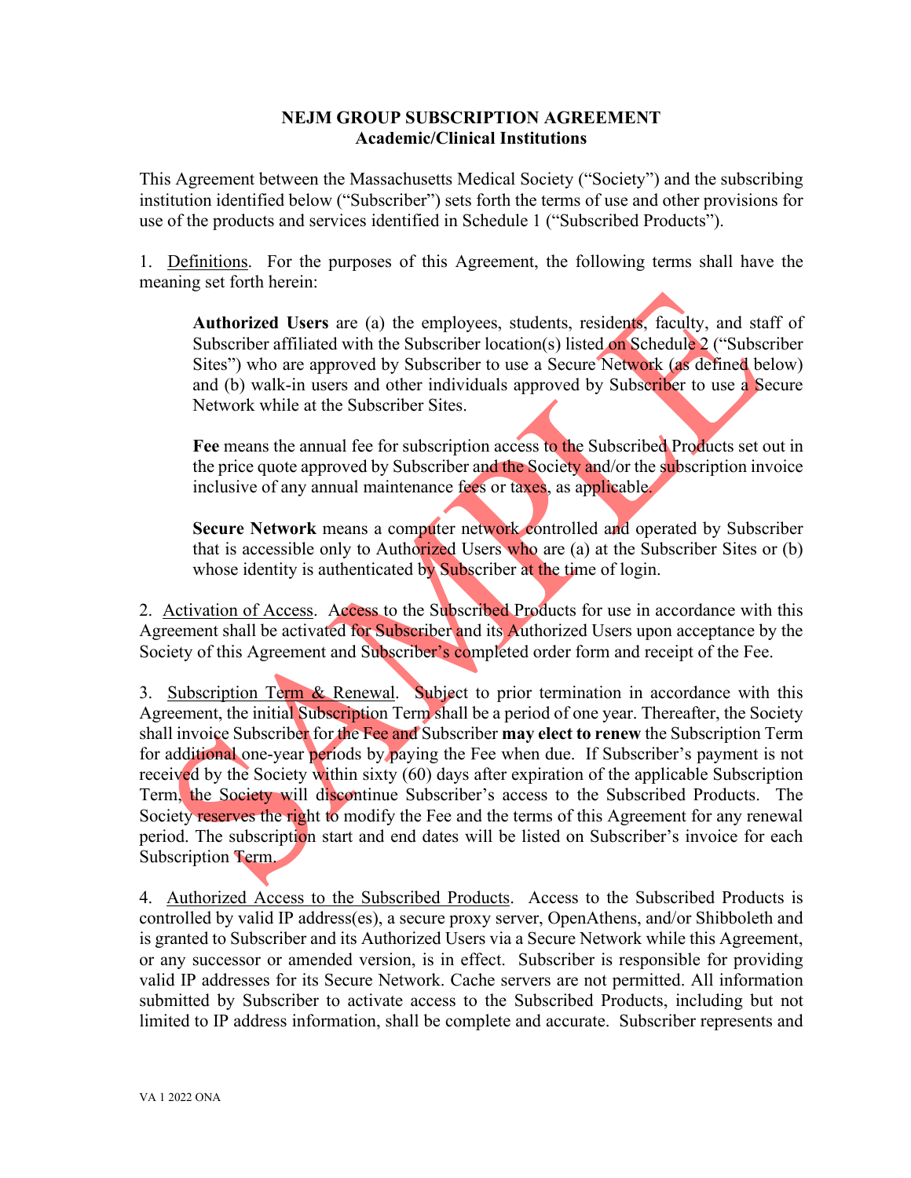**NEJM GROUP SUBSCRIPTION AGREEMENT**
**Academic/Clinical Institutions**

This Agreement between the Massachusetts Medical Society ("Society") and the subscribing institution identified below ("Subscriber") sets forth the terms of use and other provisions for use of the products and services identified in Schedule 1 ("Subscribed Products").

1. Definitions. For the purposes of this Agreement, the following terms shall have the meaning set forth herein:

> **Authorized Users** are (a) the employees, students, residents, faculty, and staff of Subscriber affiliated with the Subscriber location(s) listed on Schedule 2 ("Subscriber Sites") who are approved by Subscriber to use a Secure Network (as defined below) and (b) walk-in users and other individuals approved by Subscriber to use a Secure Network while at the Subscriber Sites.
>
> **Fee** means the annual fee for subscription access to the Subscribed Products set out in the price quote approved by Subscriber and the Society and/or the subscription invoice inclusive of any annual maintenance fees or taxes, as applicable.
>
> **Secure Network** means a computer network controlled and operated by Subscriber that is accessible only to Authorized Users who are (a) at the Subscriber Sites or (b) whose identity is authenticated by Subscriber at the time of login.

2. Activation of Access. Access to the Subscribed Products for use in accordance with this Agreement shall be activated for Subscriber and its Authorized Users upon acceptance by the Society of this Agreement and Subscriber's completed order form and receipt of the Fee.

3. Subscription Term & Renewal. Subject to prior termination in accordance with this Agreement, the initial Subscription Term shall be a period of one year. Thereafter, the Society shall invoice Subscriber for the Fee and Subscriber **may elect to renew** the Subscription Term for additional one-year periods by paying the Fee when due. If Subscriber's payment is not received by the Society within sixty (60) days after expiration of the applicable Subscription Term, the Society will discontinue Subscriber's access to the Subscribed Products. The Society reserves the right to modify the Fee and the terms of this Agreement for any renewal period. The subscription start and end dates will be listed on Subscriber's invoice for each Subscription Term.

4. Authorized Access to the Subscribed Products. Access to the Subscribed Products is controlled by valid IP address(es), a secure proxy server, OpenAthens, and/or Shibboleth and is granted to Subscriber and its Authorized Users via a Secure Network while this Agreement, or any successor or amended version, is in effect. Subscriber is responsible for providing valid IP addresses for its Secure Network. Cache servers are not permitted. All information submitted by Subscriber to activate access to the Subscribed Products, including but not limited to IP address information, shall be complete and accurate. Subscriber represents and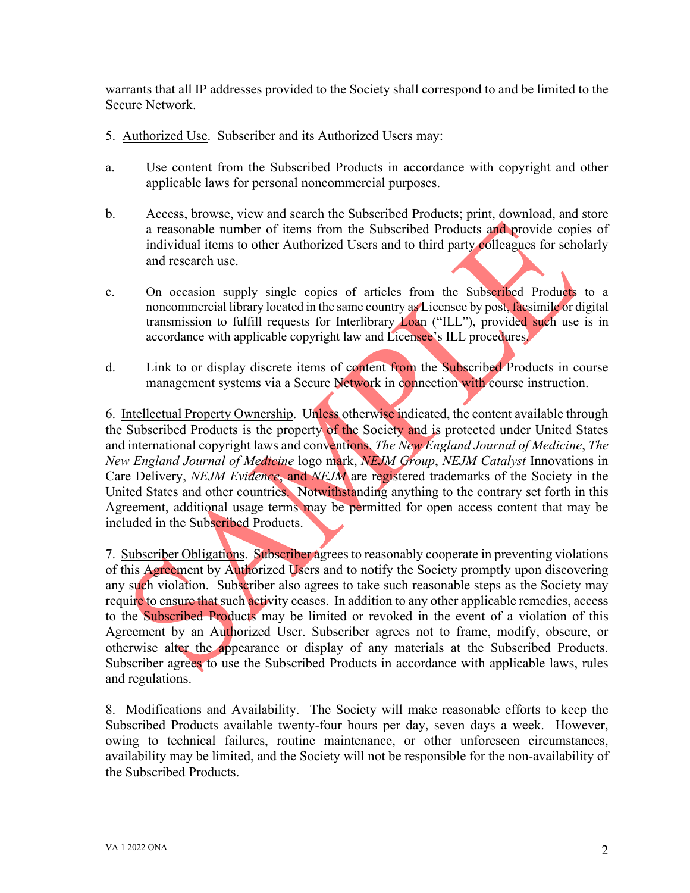warrants that all IP addresses provided to the Society shall correspond to and be limited to the Secure Network.

5. Authorized Use. Subscriber and its Authorized Users may:

a. Use content from the Subscribed Products in accordance with copyright and other applicable laws for personal noncommercial purposes.

b. Access, browse, view and search the Subscribed Products; print, download, and store a reasonable number of items from the Subscribed Products and provide copies of individual items to other Authorized Users and to third party colleagues for scholarly and research use.

c. On occasion supply single copies of articles from the Subscribed Products to a noncommercial library located in the same country as Licensee by post, facsimile or digital transmission to fulfill requests for Interlibrary Loan ("ILL"), provided such use is in accordance with applicable copyright law and Licensee's ILL procedures.

d. Link to or display discrete items of content from the Subscribed Products in course management systems via a Secure Network in connection with course instruction.

6. Intellectual Property Ownership. Unless otherwise indicated, the content available through the Subscribed Products is the property of the Society and is protected under United States and international copyright laws and conventions. *The New England Journal of Medicine*, *The New England Journal of Medicine* logo mark, *NEJM Group*, *NEJM Catalyst* Innovations in Care Delivery, *NEJM Evidence*, and *NEJM* are registered trademarks of the Society in the United States and other countries. Notwithstanding anything to the contrary set forth in this Agreement, additional usage terms may be permitted for open access content that may be included in the Subscribed Products.

7. Subscriber Obligations. Subscriber agrees to reasonably cooperate in preventing violations of this Agreement by Authorized Users and to notify the Society promptly upon discovering any such violation. Subscriber also agrees to take such reasonable steps as the Society may require to ensure that such activity ceases. In addition to any other applicable remedies, access to the Subscribed Products may be limited or revoked in the event of a violation of this Agreement by an Authorized User. Subscriber agrees not to frame, modify, obscure, or otherwise alter the appearance or display of any materials at the Subscribed Products. Subscriber agrees to use the Subscribed Products in accordance with applicable laws, rules and regulations.

8. Modifications and Availability. The Society will make reasonable efforts to keep the Subscribed Products available twenty-four hours per day, seven days a week. However, owing to technical failures, routine maintenance, or other unforeseen circumstances, availability may be limited, and the Society will not be responsible for the non-availability of the Subscribed Products.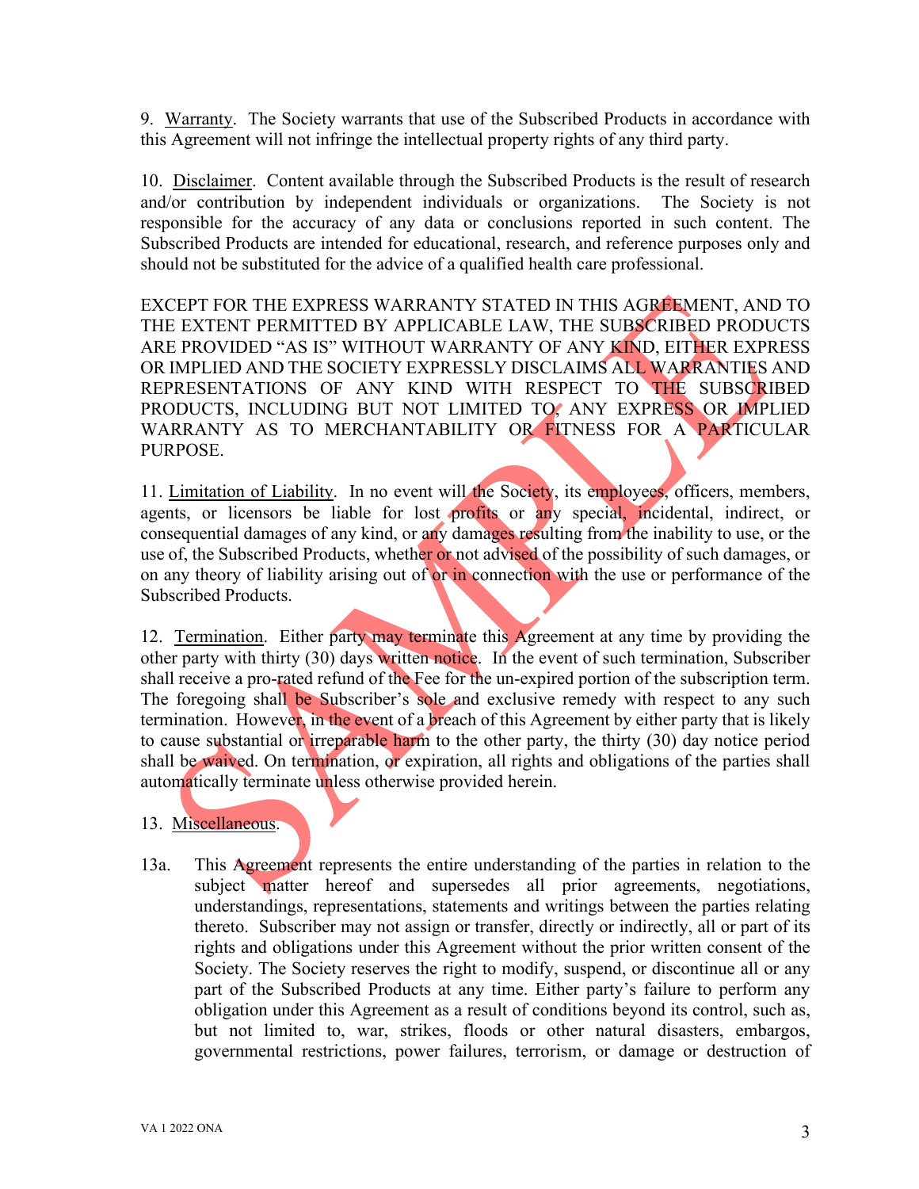9. Warranty. The Society warrants that use of the Subscribed Products in accordance with this Agreement will not infringe the intellectual property rights of any third party.

10. Disclaimer. Content available through the Subscribed Products is the result of research and/or contribution by independent individuals or organizations. The Society is not responsible for the accuracy of any data or conclusions reported in such content. The Subscribed Products are intended for educational, research, and reference purposes only and should not be substituted for the advice of a qualified health care professional.

EXCEPT FOR THE EXPRESS WARRANTY STATED IN THIS AGREEMENT, AND TO THE EXTENT PERMITTED BY APPLICABLE LAW, THE SUBSCRIBED PRODUCTS ARE PROVIDED "AS IS" WITHOUT WARRANTY OF ANY KIND, EITHER EXPRESS OR IMPLIED AND THE SOCIETY EXPRESSLY DISCLAIMS ALL WARRANTIES AND REPRESENTATIONS OF ANY KIND WITH RESPECT TO THE SUBSCRIBED PRODUCTS, INCLUDING BUT NOT LIMITED TO, ANY EXPRESS OR IMPLIED WARRANTY AS TO MERCHANTABILITY OR FITNESS FOR A PARTICULAR PURPOSE.

11. Limitation of Liability. In no event will the Society, its employees, officers, members, agents, or licensors be liable for lost profits or any special, incidental, indirect, or consequential damages of any kind, or any damages resulting from the inability to use, or the use of, the Subscribed Products, whether or not advised of the possibility of such damages, or on any theory of liability arising out of or in connection with the use or performance of the Subscribed Products.

12. Termination. Either party may terminate this Agreement at any time by providing the other party with thirty (30) days written notice. In the event of such termination, Subscriber shall receive a pro-rated refund of the Fee for the un-expired portion of the subscription term. The foregoing shall be Subscriber's sole and exclusive remedy with respect to any such termination. However, in the event of a breach of this Agreement by either party that is likely to cause substantial or irreparable harm to the other party, the thirty (30) day notice period shall be waived. On termination, or expiration, all rights and obligations of the parties shall automatically terminate unless otherwise provided herein.

13. Miscellaneous.

13a. This Agreement represents the entire understanding of the parties in relation to the subject matter hereof and supersedes all prior agreements, negotiations, understandings, representations, statements and writings between the parties relating thereto. Subscriber may not assign or transfer, directly or indirectly, all or part of its rights and obligations under this Agreement without the prior written consent of the Society. The Society reserves the right to modify, suspend, or discontinue all or any part of the Subscribed Products at any time. Either party's failure to perform any obligation under this Agreement as a result of conditions beyond its control, such as, but not limited to, war, strikes, floods or other natural disasters, embargos, governmental restrictions, power failures, terrorism, or damage or destruction of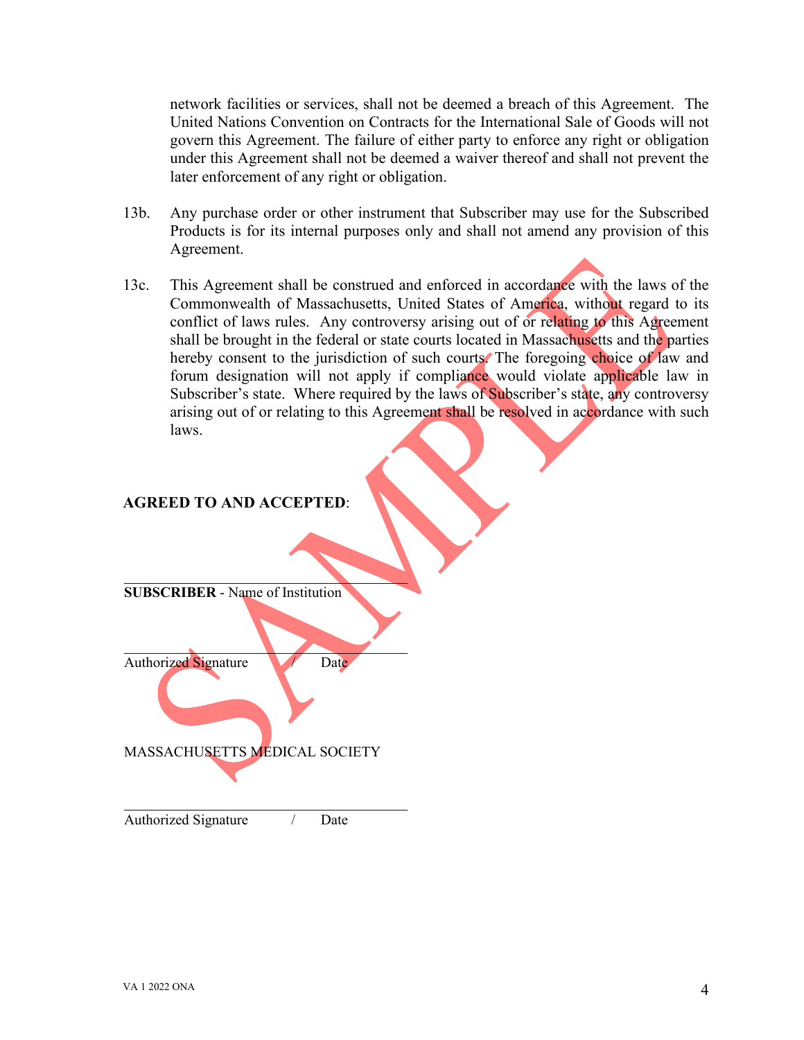network facilities or services, shall not be deemed a breach of this Agreement. The United Nations Convention on Contracts for the International Sale of Goods will not govern this Agreement. The failure of either party to enforce any right or obligation under this Agreement shall not be deemed a waiver thereof and shall not prevent the later enforcement of any right or obligation.

13b. Any purchase order or other instrument that Subscriber may use for the Subscribed Products is for its internal purposes only and shall not amend any provision of this Agreement.

13c. This Agreement shall be construed and enforced in accordance with the laws of the Commonwealth of Massachusetts, United States of America, without regard to its conflict of laws rules. Any controversy arising out of or relating to this Agreement shall be brought in the federal or state courts located in Massachusetts and the parties hereby consent to the jurisdiction of such courts. The foregoing choice of law and forum designation will not apply if compliance would violate applicable law in Subscriber's state. Where required by the laws of Subscriber's state, any controversy arising out of or relating to this Agreement shall be resolved in accordance with such laws.

**AGREED TO AND ACCEPTED**:

\_\_\_\_\_\_\_\_\_\_\_\_\_\_\_\_\_\_\_\_\_\_\_\_\_\_\_\_\_\_\_\_\_\_\_\_\_\_

**SUBSCRIBER** - Name of Institution

\_\_\_\_\_\_\_\_\_\_\_\_\_\_\_\_\_\_\_\_\_\_\_\_\_\_\_\_\_\_\_\_\_\_\_\_\_\_

Authorized Signature / Date

MASSACHUSETTS MEDICAL SOCIETY

\_\_\_\_\_\_\_\_\_\_\_\_\_\_\_\_\_\_\_\_\_\_\_\_\_\_\_\_\_\_\_\_\_\_\_\_\_\_

Authorized Signature / Date

SAMPLE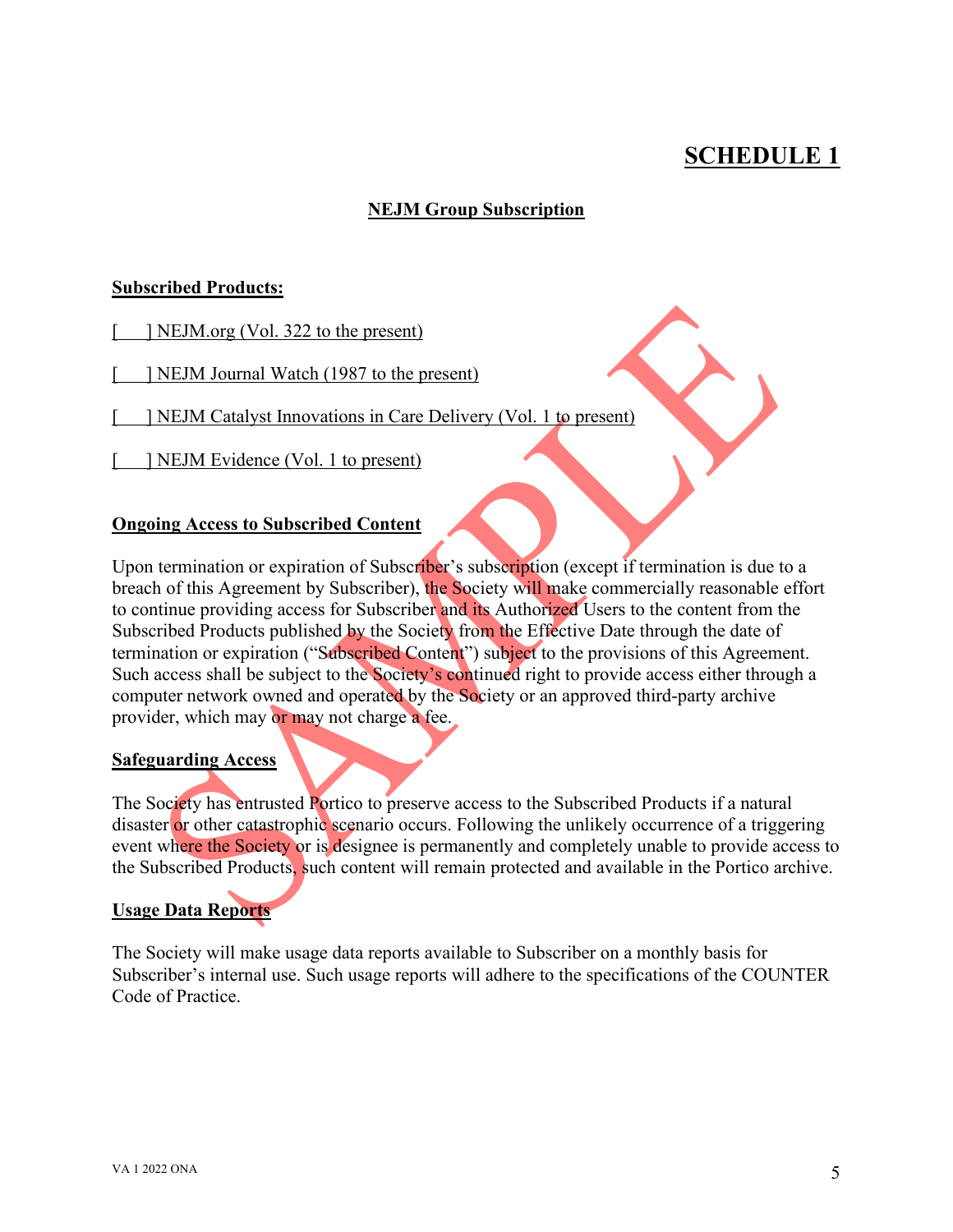# SCHEDULE 1

## NEJM Group Subscription

**Subscribed Products:**

[ ] NEJM.org (Vol. 322 to the present)

[ ] NEJM Journal Watch (1987 to the present)

[ ] NEJM Catalyst Innovations in Care Delivery (Vol. 1 to present)

[ ] NEJM Evidence (Vol. 1 to present)

**Ongoing Access to Subscribed Content**

Upon termination or expiration of Subscriber's subscription (except if termination is due to a breach of this Agreement by Subscriber), the Society will make commercially reasonable effort to continue providing access for Subscriber and its Authorized Users to the content from the Subscribed Products published by the Society from the Effective Date through the date of termination or expiration ("Subscribed Content") subject to the provisions of this Agreement. Such access shall be subject to the Society's continued right to provide access either through a computer network owned and operated by the Society or an approved third-party archive provider, which may or may not charge a fee.

**Safeguarding Access**

The Society has entrusted Portico to preserve access to the Subscribed Products if a natural disaster or other catastrophic scenario occurs. Following the unlikely occurrence of a triggering event where the Society or is designee is permanently and completely unable to provide access to the Subscribed Products, such content will remain protected and available in the Portico archive.

**Usage Data Reports**

The Society will make usage data reports available to Subscriber on a monthly basis for Subscriber's internal use. Such usage reports will adhere to the specifications of the COUNTER Code of Practice.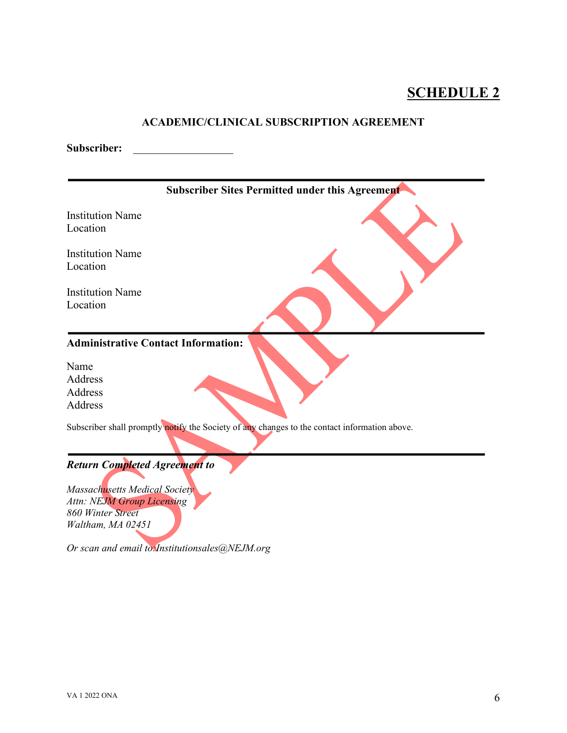# SCHEDULE 2

**ACADEMIC/CLINICAL SUBSCRIPTION AGREEMENT**

**Subscriber:** ____________________

---

**Subscriber Sites Permitted under this Agreement**

Institution Name
Location

Institution Name
Location

Institution Name
Location

---

**Administrative Contact Information:**

Name
Address
Address
Address

Subscriber shall promptly notify the Society of any changes to the contact information above.

---

***Return Completed Agreement to***

*Massachusetts Medical Society*
*Attn: NEJM Group Licensing*
*860 Winter Street*
*Waltham, MA 02451*

*Or scan and email to: Institutionsales@NEJM.org*

VA 1 2022 ONA